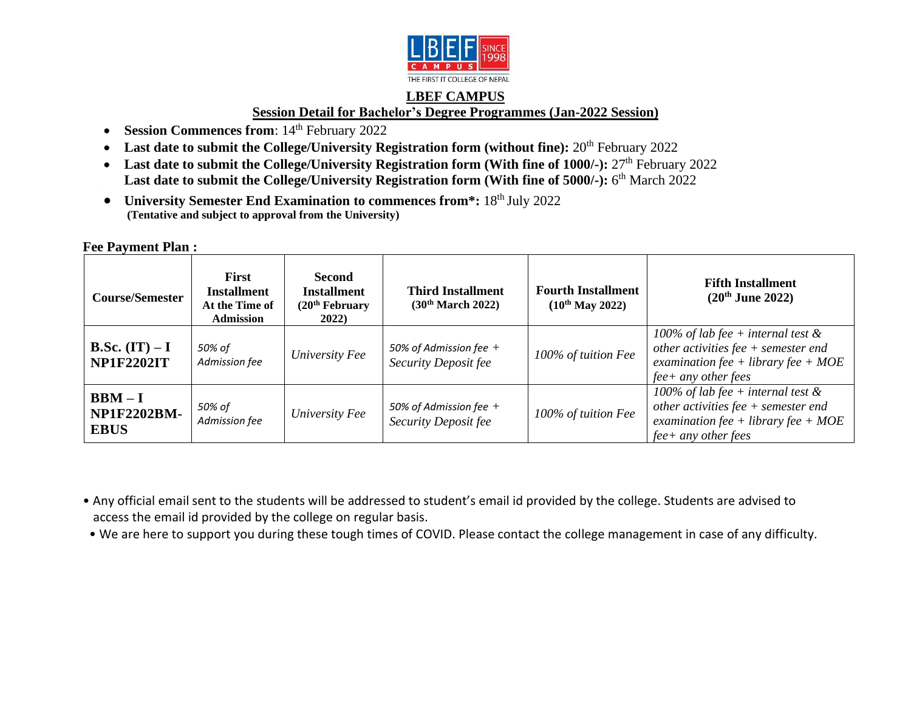LBEF CAMPUS

THE FIRST IT COLLEGE OF NEPAL

# LBEF CAMPUS

## Session Detail for Bachelor's Degree Programmes (Jan-2022 Session)

- **Session Commences from**: 14th February 2022
- **Last date to submit the College/University Registration form (without fine):** 20th February 2022
- **Last date to submit the College/University Registration form (With fine of 1000/-):** 27th February 2022
- **Last date to submit the College/University Registration form (With fine of 5000/-):** 6th March 2022
- **University Semester End Examination to commences from\*:** 18th July 2022
  **(Tentative and subject to approval from the University)**

**Fee Payment Plan :**

| Course/Semester | First Installment At the Time of Admission | Second Installment (20th February 2022) | Third Installment (30th March 2022) | Fourth Installment (10th May 2022) | Fifth Installment (20th June 2022) |
|---|---|---|---|---|---|
| **B.Sc. (IT) – I NP1F2202IT** | *50% of Admission fee* | *University Fee* | *50% of Admission fee + Security Deposit fee* | *100% of tuition Fee* | *100% of lab fee + internal test & other activities fee + semester end examination fee + library fee + MOE fee+ any other fees* |
| **BBM – I NP1F2202BM-EBUS** | *50% of Admission fee* | *University Fee* | *50% of Admission fee + Security Deposit fee* | *100% of tuition Fee* | *100% of lab fee + internal test & other activities fee + semester end examination fee + library fee + MOE fee+ any other fees* |

- Any official email sent to the students will be addressed to student's email id provided by the college. Students are advised to access the email id provided by the college on regular basis.
- We are here to support you during these tough times of COVID. Please contact the college management in case of any difficulty.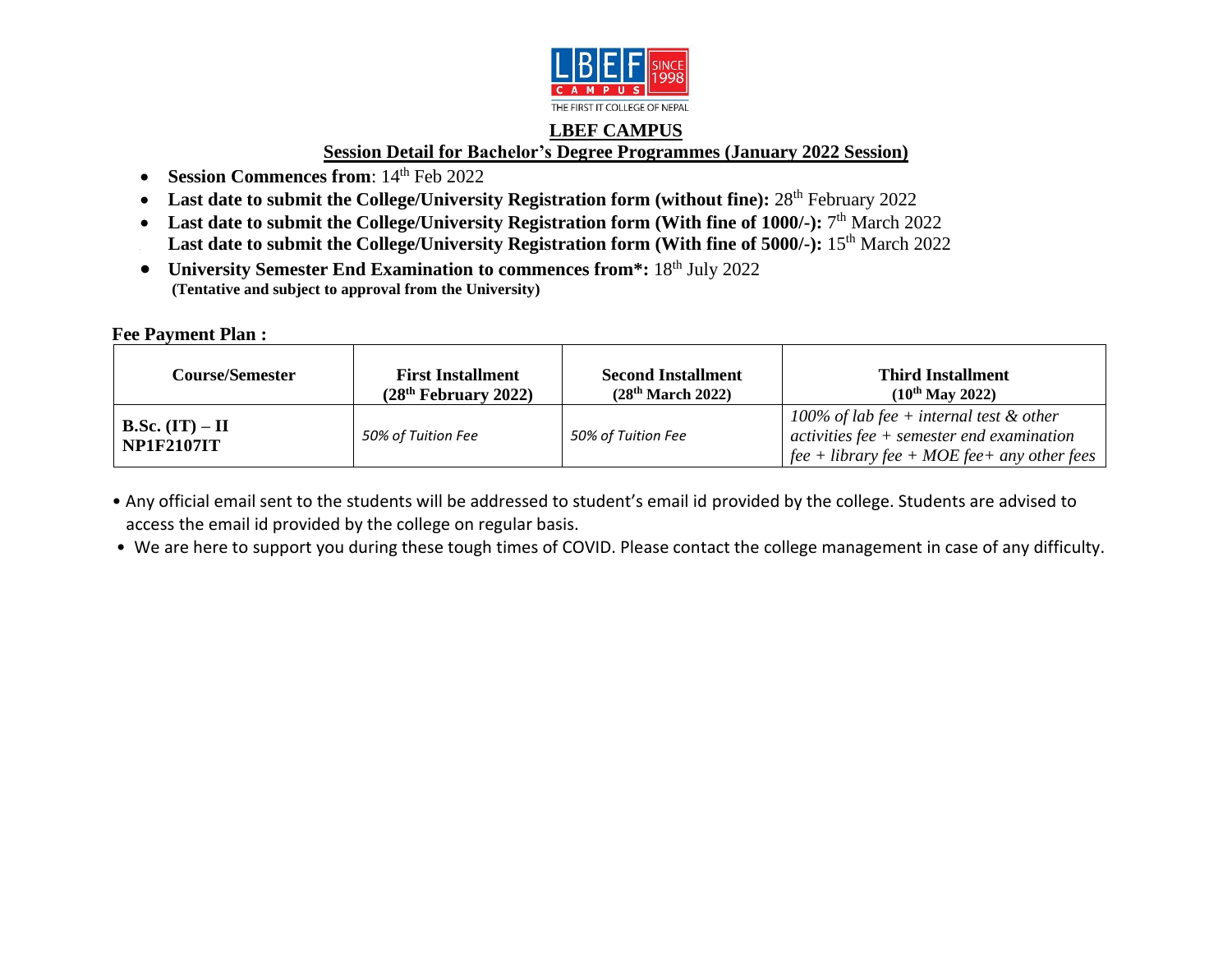LBEF CAMPUS SINCE 1998
THE FIRST IT COLLEGE OF NEPAL

## LBEF CAMPUS

### Session Detail for Bachelor's Degree Programmes (January 2022 Session)

- **Session Commences from**: 14th Feb 2022
- **Last date to submit the College/University Registration form (without fine):** 28th February 2022
- **Last date to submit the College/University Registration form (With fine of 1000/-):** 7th March 2022
- **Last date to submit the College/University Registration form (With fine of 5000/-):** 15th March 2022
- **University Semester End Examination to commences from*:** 18th July 2022
  **(Tentative and subject to approval from the University)**

**Fee Payment Plan :**

| Course/Semester | First Installment (28th February 2022) | Second Installment (28th March 2022) | Third Installment (10th May 2022) |
|---|---|---|---|
| **B.Sc. (IT) – II NP1F2107IT** | *50% of Tuition Fee* | *50% of Tuition Fee* | *100% of lab fee + internal test & other activities fee + semester end examination fee + library fee + MOE fee+ any other fees* |

- Any official email sent to the students will be addressed to student's email id provided by the college. Students are advised to access the email id provided by the college on regular basis.
- We are here to support you during these tough times of COVID. Please contact the college management in case of any difficulty.